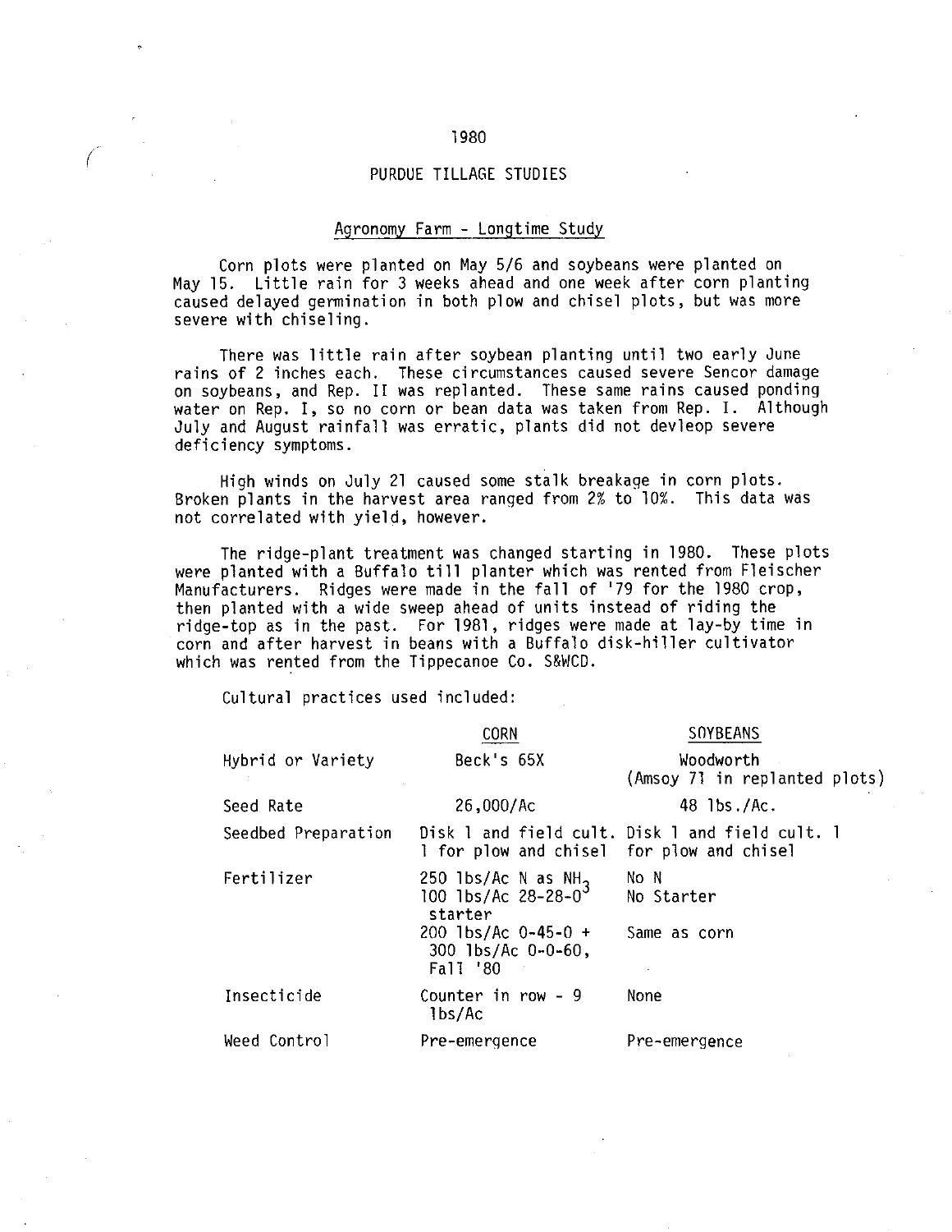# 1980

## PURDUE TILLAGE STUDIES

### Agronomy Farm - Longtime Study

Corn plots were planted on May 5/6 and soybeans were planted on May 15. Little rain for 3 weeks ahead and one week after corn planting caused delayed germination in both plow and chisel plots, but was more severe with chiseling.

There was little rain after soybean planting until two early June rains of 2 inches each. These circumstances caused severe Sencor damage on soybeans, and Rep. II was replanted. These same rains caused ponding water on Rep. I, so no corn or bean data was taken from Rep. I. Although July and August rainfall was erratic, plants did not devleop severe deficiency symptoms.

High winds on July 21 caused some stalk breakage in corn plots. Broken plants in the harvest area ranged from 2% to 10%. This data was not correlated with yield, however.

The ridge-plant treatment was changed starting in 1980. These plots were planted with a Buffalo till planter which was rented from Fleischer Manufacturers. Ridges were made in the fall of '79 for the 1980 crop, then planted with a wide sweep ahead of units instead of riding the ridge-top as in the past. For 1981, ridges were made at lay-by time in corn and after harvest in beans with a Buffalo disk-hiller cultivator which was rented from the Tippecanoe Co. S&WCD.

Cultural practices used included:

| | CORN | SOYBEANS |
|---|---|---|
| Hybrid or Variety | Beck's 65X | Woodworth (Amsoy 71 in replanted plots) |
| Seed Rate | 26,000/Ac | 48 lbs./Ac. |
| Seedbed Preparation | Disk 1 and field cult. 1 for plow and chisel | Disk 1 and field cult. 1 for plow and chisel |
| Fertilizer | 250 lbs/Ac N as $NH_3$<br>100 lbs/Ac 28-28-0 starter<br>200 lbs/Ac 0-45-0 + 300 lbs/Ac 0-0-60, Fall '80 | No N<br>No Starter<br>Same as corn |
| Insecticide | Counter in row - 9 lbs/Ac | None |
| Weed Control | Pre-emergence | Pre-emergence |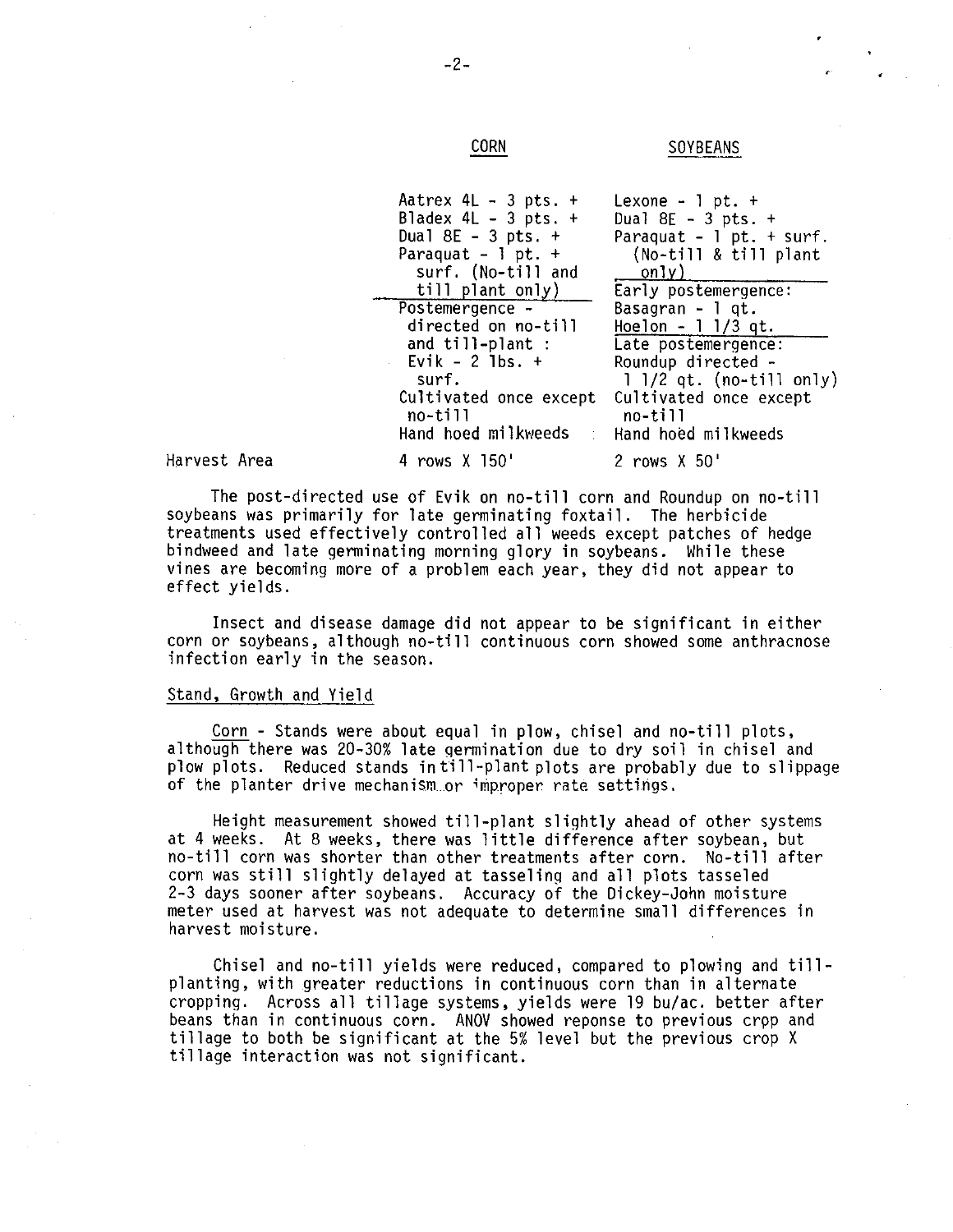| | CORN | SOYBEANS |
|---|---|---|
| | Aatrex 4L - 3 pts. + Bladex 4L - 3 pts. + Dual 8E - 3 pts. + Paraquat - 1 pt. + surf. (No-till and till plant only) | Lexone - 1 pt. + Dual 8E - 3 pts. + Paraquat - 1 pt. + surf. (No-till & till plant only) |
| | Postemergence - directed on no-till and till-plant : Evik - 2 lbs. + surf. | Early postemergence: Basagran - 1 qt. Hoelon - 1 1/3 qt. |
| | | Late postemergence: Roundup directed - 1 1/2 qt. (no-till only) |
| | Cultivated once except no-till | Cultivated once except no-till |
| | Hand hoed milkweeds | Hand hoed milkweeds |
| Harvest Area | 4 rows X 150' | 2 rows X 50' |

The post-directed use of Evik on no-till corn and Roundup on no-till soybeans was primarily for late germinating foxtail. The herbicide treatments used effectively controlled all weeds except patches of hedge bindweed and late germinating morning glory in soybeans. While these vines are becoming more of a problem each year, they did not appear to effect yields.

Insect and disease damage did not appear to be significant in either corn or soybeans, although no-till continuous corn showed some anthracnose infection early in the season.

## Stand, Growth and Yield

Corn - Stands were about equal in plow, chisel and no-till plots, although there was 20-30% late germination due to dry soil in chisel and plow plots. Reduced stands in till-plant plots are probably due to slippage of the planter drive mechanism or improper rate settings.

Height measurement showed till-plant slightly ahead of other systems at 4 weeks. At 8 weeks, there was little difference after soybean, but no-till corn was shorter than other treatments after corn. No-till after corn was still slightly delayed at tasseling and all plots tasseled 2-3 days sooner after soybeans. Accuracy of the Dickey-John moisture meter used at harvest was not adequate to determine small differences in harvest moisture.

Chisel and no-till yields were reduced, compared to plowing and till-planting, with greater reductions in continuous corn than in alternate cropping. Across all tillage systems, yields were 19 bu/ac. better after beans than in continuous corn. ANOV showed reponse to previous crop and tillage to both be significant at the 5% level but the previous crop X tillage interaction was not significant.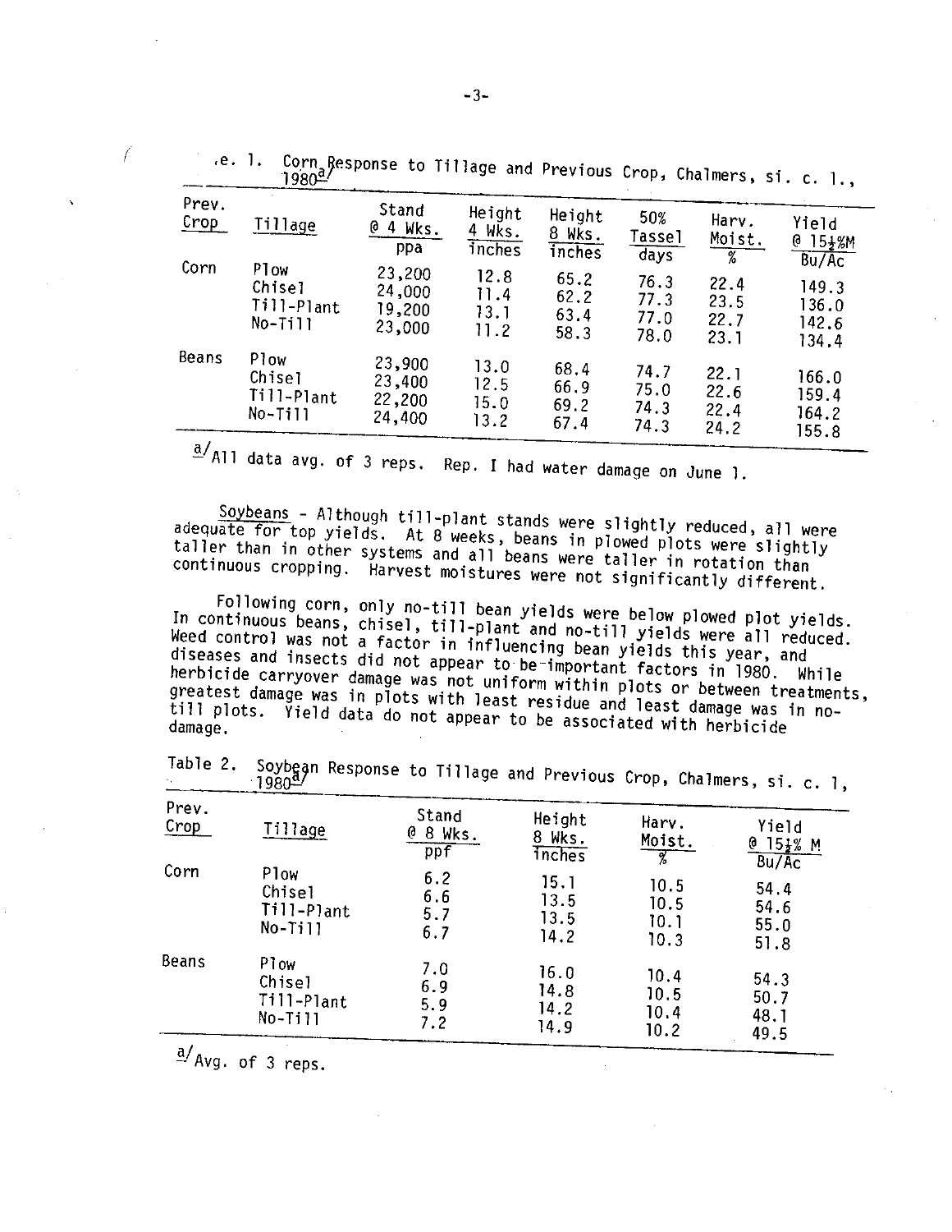Table 1. Corn Response to Tillage and Previous Crop, Chalmers, si. c. l., 1980[a]

| Prev. Crop | Tillage | Stand @ 4 Wks. ppa | Height 4 Wks. inches | Height 8 Wks. inches | 50% Tassel days | Harv. Moist. % | Yield @ 15½%M Bu/Ac |
|---|---|---|---|---|---|---|---|
| Corn | Plow | 23,200 | 12.8 | 65.2 | 76.3 | 22.4 | 149.3 |
| | Chisel | 24,000 | 11.4 | 62.2 | 77.3 | 23.5 | 136.0 |
| | Till-Plant | 19,200 | 13.1 | 63.4 | 77.0 | 22.7 | 142.6 |
| | No-Till | 23,000 | 11.2 | 58.3 | 78.0 | 23.1 | 134.4 |
| Beans | Plow | 23,900 | 13.0 | 68.4 | 74.7 | 22.1 | 166.0 |
| | Chisel | 23,400 | 12.5 | 66.9 | 75.0 | 22.6 | 159.4 |
| | Till-Plant | 22,200 | 15.0 | 69.2 | 74.3 | 22.4 | 164.2 |
| | No-Till | 24,400 | 13.2 | 67.4 | 74.3 | 24.2 | 155.8 |

[a]All data avg. of 3 reps. Rep. I had water damage on June 1.

Soybeans - Although till-plant stands were slightly reduced, all were adequate for top yields. At 8 weeks, beans in plowed plots were slightly taller than in other systems and all beans were taller in rotation than continuous cropping. Harvest moistures were not significantly different.

Following corn, only no-till bean yields were below plowed plot yields. In continuous beans, chisel, till-plant and no-till yields were all reduced. Weed control was not a factor in influencing bean yields this year, and diseases and insects did not appear to be important factors in 1980. While herbicide carryover damage was not uniform within plots or between treatments, greatest damage was in plots with least residue and least damage was in no-till plots. Yield data do not appear to be associated with herbicide damage.

Table 2. Soybean Response to Tillage and Previous Crop, Chalmers, si. c. l, 1980[a]

| Prev. Crop | Tillage | Stand @ 8 Wks. ppf | Height 8 Wks. inches | Harv. Moist. % | Yield @ 15½% M Bu/Ac |
|---|---|---|---|---|---|
| Corn | Plow | 6.2 | 15.1 | 10.5 | 54.4 |
| | Chisel | 6.6 | 13.5 | 10.5 | 54.6 |
| | Till-Plant | 5.7 | 13.5 | 10.1 | 55.0 |
| | No-Till | 6.7 | 14.2 | 10.3 | 51.8 |
| Beans | Plow | 7.0 | 16.0 | 10.4 | 54.3 |
| | Chisel | 6.9 | 14.8 | 10.5 | 50.7 |
| | Till-Plant | 5.9 | 14.2 | 10.4 | 48.1 |
| | No-Till | 7.2 | 14.9 | 10.2 | 49.5 |

[a]Avg. of 3 reps.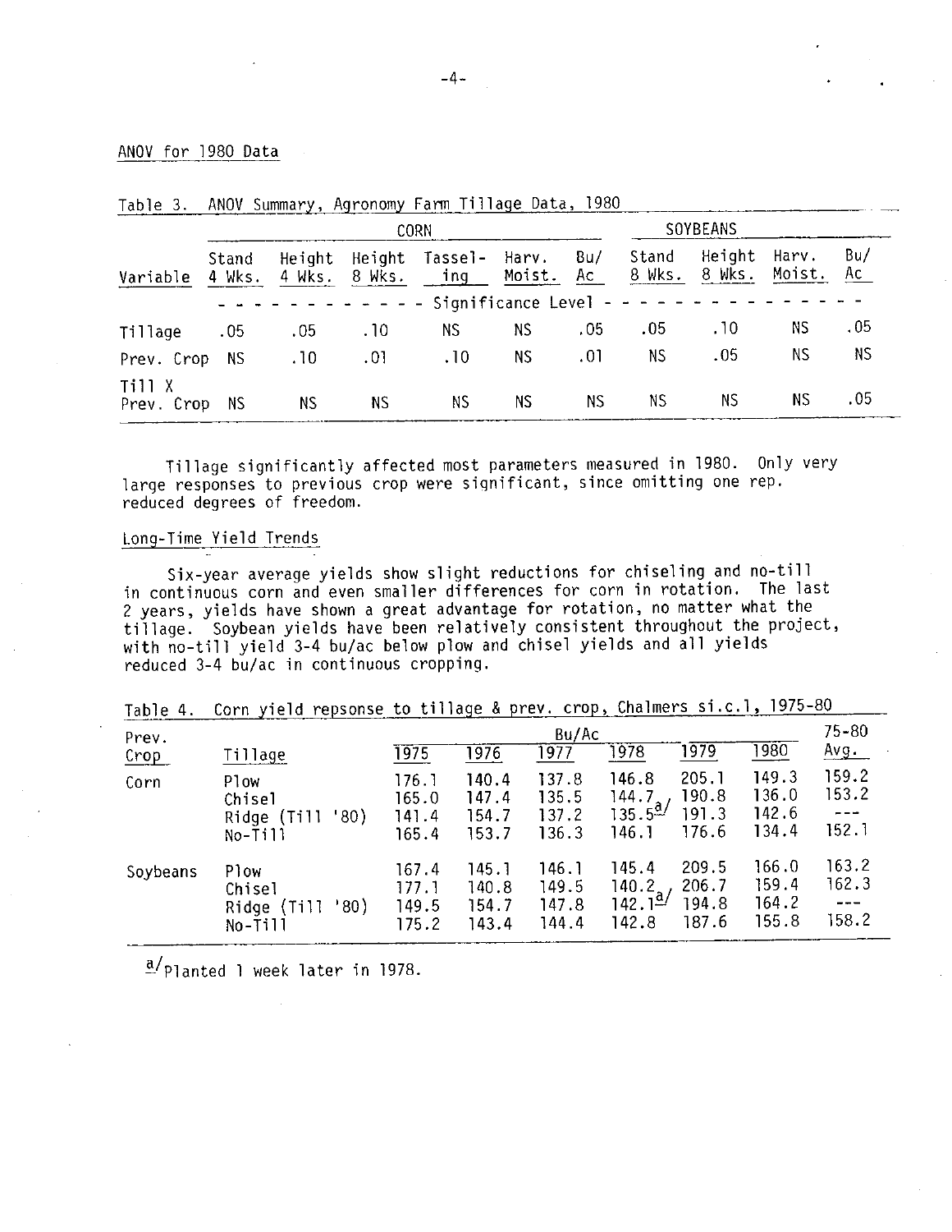## ANOV for 1980 Data

Table 3. ANOV Summary, Agronomy Farm Tillage Data, 1980

| | CORN | | | | | | SOYBEANS | | | |
|---|---|---|---|---|---|---|---|---|---|---|
| Variable | Stand 4 Wks. | Height 4 Wks. | Height 8 Wks. | Tassel-ing | Harv. Moist. | Bu/Ac | Stand 8 Wks. | Height 8 Wks. | Harv. Moist. | Bu/Ac |
| | Significance Level | | | | | | | | | |
| Tillage | .05 | .05 | .10 | NS | NS | .05 | .05 | .10 | NS | .05 |
| Prev. Crop | NS | .10 | .01 | .10 | NS | .01 | NS | .05 | NS | NS |
| Till X Prev. Crop | NS | NS | NS | NS | NS | NS | NS | NS | NS | .05 |

Tillage significantly affected most parameters measured in 1980. Only very large responses to previous crop were significant, since omitting one rep. reduced degrees of freedom.

## Long-Time Yield Trends

Six-year average yields show slight reductions for chiseling and no-till in continuous corn and even smaller differences for corn in rotation. The last 2 years, yields have shown a great advantage for rotation, no matter what the tillage. Soybean yields have been relatively consistent throughout the project, with no-till yield 3-4 bu/ac below plow and chisel yields and all yields reduced 3-4 bu/ac in continuous cropping.

Table 4. Corn yield repsonse to tillage & prev. crop, Chalmers si.c.l, 1975-80

| Prev. Crop | Tillage | 1975 | 1976 | 1977 | 1978 | 1979 | 1980 | 75-80 Avg. |
|---|---|---|---|---|---|---|---|---|
| | | Bu/Ac | | | | | | |
| Corn | Plow | 176.1 | 140.4 | 137.8 | 146.8 | 205.1 | 149.3 | 159.2 |
| | Chisel | 165.0 | 147.4 | 135.5 | 144.7 | 190.8 | 136.0 | 153.2 |
| | Ridge (Till '80) | 141.4 | 154.7 | 137.2 | 135.5[a] | 191.3 | 142.6 | --- |
| | No-Till | 165.4 | 153.7 | 136.3 | 146.1 | 176.6 | 134.4 | 152.1 |
| Soybeans | Plow | 167.4 | 145.1 | 146.1 | 145.4 | 209.5 | 166.0 | 163.2 |
| | Chisel | 177.1 | 140.8 | 149.5 | 140.2 | 206.7 | 159.4 | 162.3 |
| | Ridge (Till '80) | 149.5 | 154.7 | 147.8 | 142.1[a] | 194.8 | 164.2 | --- |
| | No-Till | 175.2 | 143.4 | 144.4 | 142.8 | 187.6 | 155.8 | 158.2 |

[a] Planted 1 week later in 1978.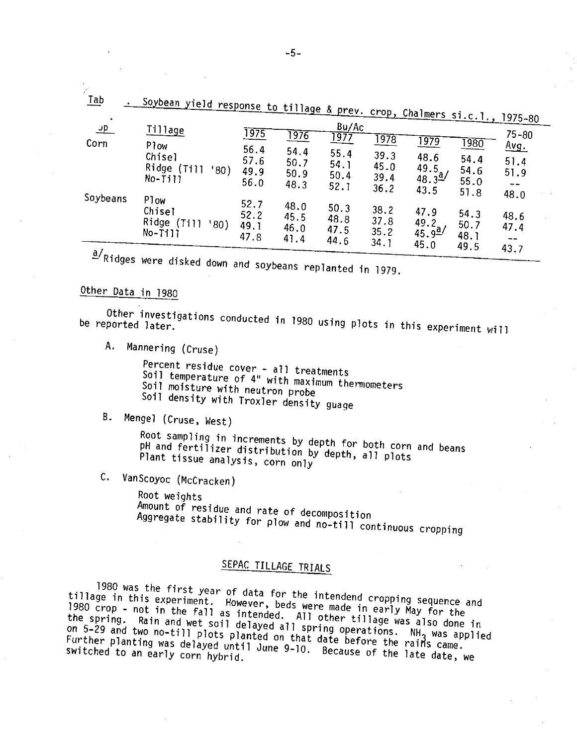Tab . Soybean yield response to tillage & prev. crop, Chalmers si.c.l., 1975-80

| ...p | Tillage | 1975 | 1976 | 1977 | 1978 | 1979 | 1980 | 75-80 Avg. |
|---|---|---|---|---|---|---|---|---|
| | | Bu/Ac | | | | | | |
| Corn | Plow | 56.4 | 54.4 | 55.4 | 39.3 | 48.6 | 54.4 | 51.4 |
| | Chisel | 57.6 | 50.7 | 54.1 | 45.0 | 49.5 | 54.6 | 51.9 |
| | Ridge (Till '80) | 49.9 | 50.9 | 50.4 | 39.4 | 48.3[a/] | 55.0 | -- |
| | No-Till | 56.0 | 48.3 | 52.1 | 36.2 | 43.5 | 51.8 | 48.0 |
| Soybeans | Plow | 52.7 | 48.0 | 50.3 | 38.2 | 47.9 | 54.3 | 48.6 |
| | Chisel | 52.2 | 45.5 | 48.8 | 37.8 | 49.2 | 50.7 | 47.4 |
| | Ridge (Till '80) | 49.1 | 46.0 | 47.5 | 35.2 | 45.9[a/] | 48.1 | -- |
| | No-Till | 47.8 | 41.4 | 44.6 | 34.1 | 45.0 | 49.5 | 43.7 |

[a/] Ridges were disked down and soybeans replanted in 1979.

## Other Data in 1980

Other investigations conducted in 1980 using plots in this experiment will be reported later.

A. Mannering (Cruse)

Percent residue cover - all treatments
Soil temperature of 4" with maximum thermometers
Soil moisture with neutron probe
Soil density with Troxler density guage

B. Mengel (Cruse, West)

Root sampling in increments by depth for both corn and beans
pH and fertilizer distribution by depth, all plots
Plant tissue analysis, corn only

C. VanScoyoc (McCracken)

Root weights
Amount of residue and rate of decomposition
Aggregate stability for plow and no-till continuous cropping

## SEPAC TILLAGE TRIALS

1980 was the first year of data for the intendend cropping sequence and tillage in this experiment. However, beds were made in early May for the 1980 crop - not in the fall as intended. All other tillage was also done in the spring. Rain and wet soil delayed all spring operations. $NH_3$ was applied on 5-29 and two no-till plots planted on that date before the rains came. Further planting was delayed until June 9-10. Because of the late date, we switched to an early corn hybrid.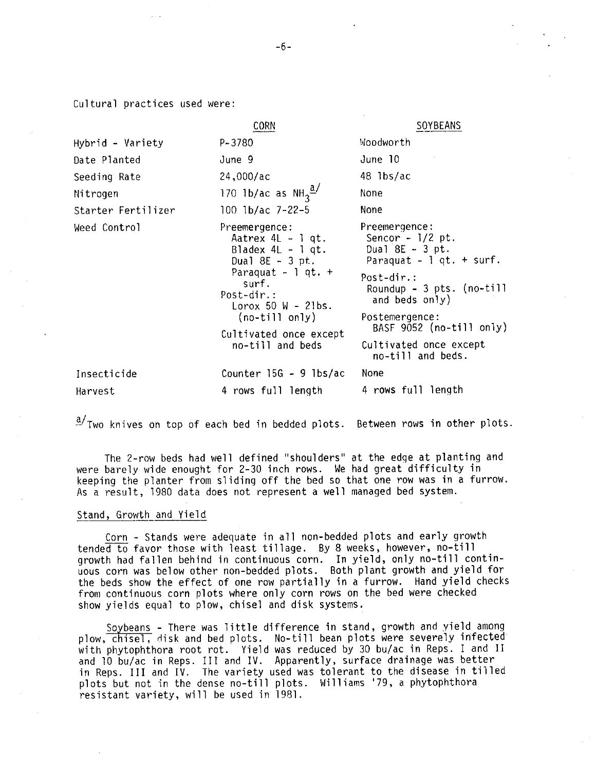Cultural practices used were:

| | CORN | SOYBEANS |
|---|---|---|
| Hybrid - Variety | P-3780 | Woodworth |
| Date Planted | June 9 | June 10 |
| Seeding Rate | 24,000/ac | 48 lbs/ac |
| Nitrogen | 170 lb/ac as $NH_3$[a/] | None |
| Starter Fertilizer | 100 lb/ac 7-22-5 | None |
| Weed Control | Preemergence: Aatrex 4L - 1 qt. Bladex 4L - 1 qt. Dual 8E - 3 pt. Paraquat - 1 qt. + surf. Post-dir.: Lorox 50 W - 2lbs. (no-till only) Cultivated once except no-till and beds | Preemergence: Sencor - 1/2 pt. Dual 8E - 3 pt. Paraquat - 1 qt. + surf. Post-dir.: Roundup - 3 pts. (no-till and beds only) Postemergence: BASF 9052 (no-till only) Cultivated once except no-till and beds. |
| Insecticide | Counter 15G - 9 lbs/ac | None |
| Harvest | 4 rows full length | 4 rows full length |

[a/] Two knives on top of each bed in bedded plots. Between rows in other plots.

The 2-row beds had well defined "shoulders" at the edge at planting and were barely wide enought for 2-30 inch rows. We had great difficulty in keeping the planter from sliding off the bed so that one row was in a furrow. As a result, 1980 data does not represent a well managed bed system.

## Stand, Growth and Yield

Corn - Stands were adequate in all non-bedded plots and early growth tended to favor those with least tillage. By 8 weeks, however, no-till growth had fallen behind in continuous corn. In yield, only no-till continuous corn was below other non-bedded plots. Both plant growth and yield for the beds show the effect of one row partially in a furrow. Hand yield checks from continuous corn plots where only corn rows on the bed were checked show yields equal to plow, chisel and disk systems.

Soybeans - There was little difference in stand, growth and yield among plow, chisel, disk and bed plots. No-till bean plots were severely infected with phytophthora root rot. Yield was reduced by 30 bu/ac in Reps. I and II and 10 bu/ac in Reps. III and IV. Apparently, surface drainage was better in Reps. III and IV. The variety used was tolerant to the disease in tilled plots but not in the dense no-till plots. Williams '79, a phytophthora resistant variety, will be used in 1981.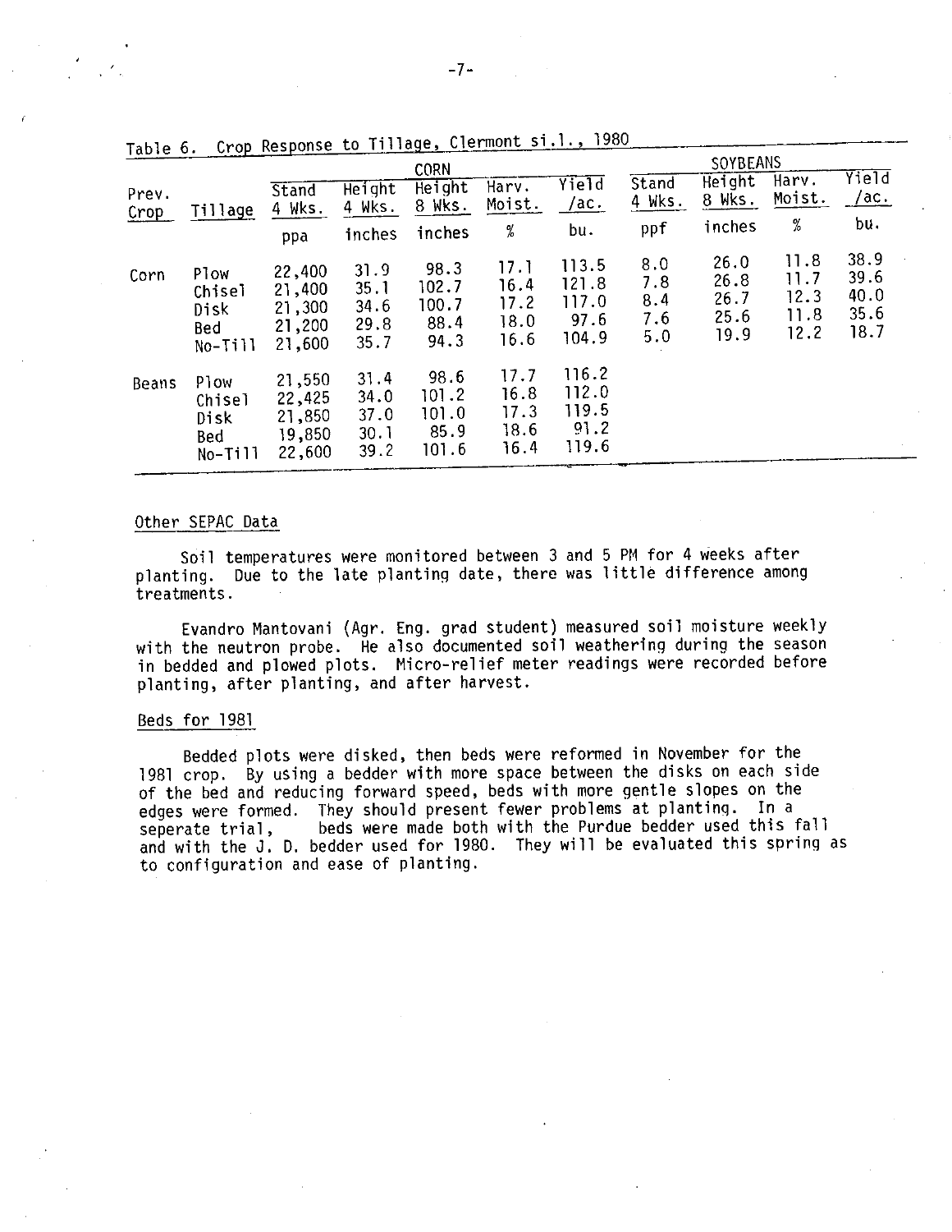Table 6. Crop Response to Tillage, Clermont si.l., 1980

| Prev. Crop | Tillage | CORN Stand 4 Wks. | Height 4 Wks. | Height 8 Wks. | Harv. Moist. | Yield /ac. | SOYBEANS Stand 4 Wks. | Height 8 Wks. | Harv. Moist. | Yield /ac. |
|---|---|---|---|---|---|---|---|---|---|---|
| | | ppa | inches | inches | % | bu. | ppf | inches | % | bu. |
| Corn | Plow | 22,400 | 31.9 | 98.3 | 17.1 | 113.5 | 8.0 | 26.0 | 11.8 | 38.9 |
| | Chisel | 21,400 | 35.1 | 102.7 | 16.4 | 121.8 | 7.8 | 26.8 | 11.7 | 39.6 |
| | Disk | 21,300 | 34.6 | 100.7 | 17.2 | 117.0 | 8.4 | 26.7 | 12.3 | 40.0 |
| | Bed | 21,200 | 29.8 | 88.4 | 18.0 | 97.6 | 7.6 | 25.6 | 11.8 | 35.6 |
| | No-Till | 21,600 | 35.7 | 94.3 | 16.6 | 104.9 | 5.0 | 19.9 | 12.2 | 18.7 |
| Beans | Plow | 21,550 | 31.4 | 98.6 | 17.7 | 116.2 | | | | |
| | Chisel | 22,425 | 34.0 | 101.2 | 16.8 | 112.0 | | | | |
| | Disk | 21,850 | 37.0 | 101.0 | 17.3 | 119.5 | | | | |
| | Bed | 19,850 | 30.1 | 85.9 | 18.6 | 91.2 | | | | |
| | No-Till | 22,600 | 39.2 | 101.6 | 16.4 | 119.6 | | | | |

## Other SEPAC Data

Soil temperatures were monitored between 3 and 5 PM for 4 weeks after planting. Due to the late planting date, there was little difference among treatments.

Evandro Mantovani (Agr. Eng. grad student) measured soil moisture weekly with the neutron probe. He also documented soil weathering during the season in bedded and plowed plots. Micro-relief meter readings were recorded before planting, after planting, and after harvest.

## Beds for 1981

Bedded plots were disked, then beds were reformed in November for the 1981 crop. By using a bedder with more space between the disks on each side of the bed and reducing forward speed, beds with more gentle slopes on the edges were formed. They should present fewer problems at planting. In a seperate trial, beds were made both with the Purdue bedder used this fall and with the J. D. bedder used for 1980. They will be evaluated this spring as to configuration and ease of planting.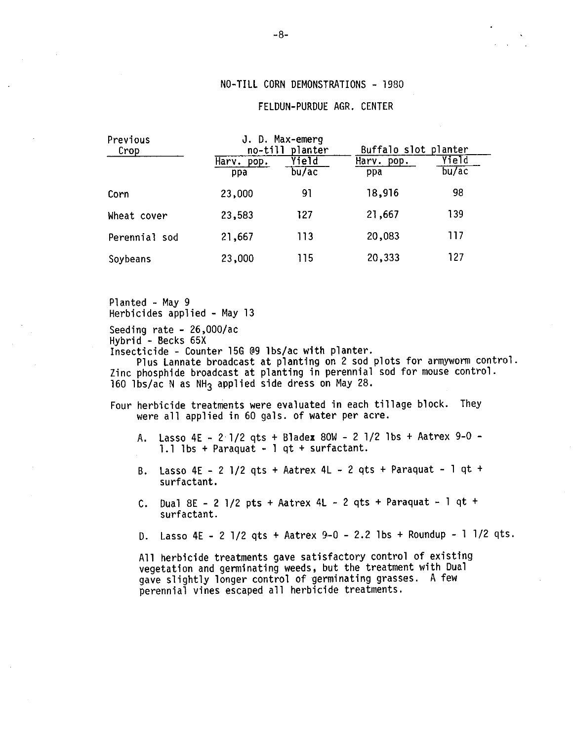## NO-TILL CORN DEMONSTRATIONS - 1980

### FELDUN-PURDUE AGR. CENTER

| Previous Crop | J. D. Max-emerg no-till planter | | Buffalo slot planter | |
|---|---|---|---|---|
| | Harv. pop. ppa | Yield bu/ac | Harv. pop. ppa | Yield bu/ac |
| Corn | 23,000 | 91 | 18,916 | 98 |
| Wheat cover | 23,583 | 127 | 21,667 | 139 |
| Perennial sod | 21,667 | 113 | 20,083 | 117 |
| Soybeans | 23,000 | 115 | 20,333 | 127 |

Planted - May 9
Herbicides applied - May 13

Seeding rate - 26,000/ac
Hybrid - Becks 65X
Insecticide - Counter 15G @9 lbs/ac with planter.
Plus Lannate broadcast at planting on 2 sod plots for armyworm control.
Zinc phosphide broadcast at planting in perennial sod for mouse control.
160 lbs/ac N as $NH_3$ applied side dress on May 28.

Four herbicide treatments were evaluated in each tillage block. They were all applied in 60 gals. of water per acre.

A. Lasso 4E - 2 1/2 qts + Bladex 80W - 2 1/2 lbs + Aatrex 9-0 - 1.1 lbs + Paraquat - 1 qt + surfactant.

B. Lasso 4E - 2 1/2 qts + Aatrex 4L - 2 qts + Paraquat - 1 qt + surfactant.

C. Dual 8E - 2 1/2 pts + Aatrex 4L - 2 qts + Paraquat - 1 qt + surfactant.

D. Lasso 4E - 2 1/2 qts + Aatrex 9-0 - 2.2 lbs + Roundup - 1 1/2 qts.

All herbicide treatments gave satisfactory control of existing vegetation and germinating weeds, but the treatment with Dual gave slightly longer control of germinating grasses. A few perennial vines escaped all herbicide treatments.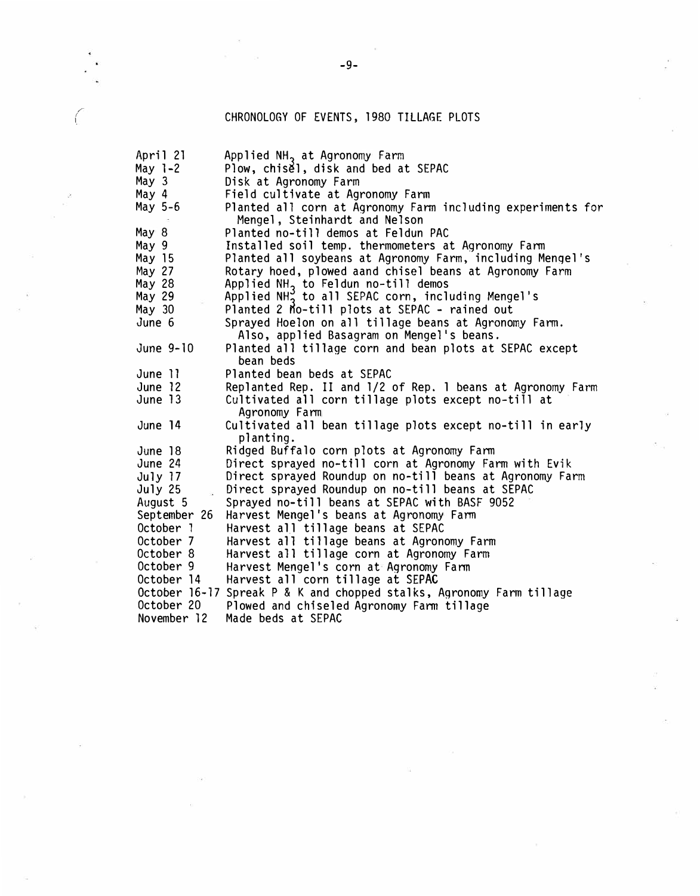# CHRONOLOGY OF EVENTS, 1980 TILLAGE PLOTS

| | |
|---|---|
| April 21 | Applied $NH_3$ at Agronomy Farm |
| May 1-2 | Plow, chisel, disk and bed at SEPAC |
| May 3 | Disk at Agronomy Farm |
| May 4 | Field cultivate at Agronomy Farm |
| May 5-6 | Planted all corn at Agronomy Farm including experiments for Mengel, Steinhardt and Nelson |
| May 8 | Planted no-till demos at Feldun PAC |
| May 9 | Installed soil temp. thermometers at Agronomy Farm |
| May 15 | Planted all soybeans at Agronomy Farm, including Mengel's |
| May 27 | Rotary hoed, plowed aand chisel beans at Agronomy Farm |
| May 28 | Applied $NH_3$ to Feldun no-till demos |
| May 29 | Applied $NH_3$ to all SEPAC corn, including Mengel's |
| May 30 | Planted 2 no-till plots at SEPAC - rained out |
| June 6 | Sprayed Hoelon on all tillage beans at Agronomy Farm. Also, applied Basagram on Mengel's beans. |
| June 9-10 | Planted all tillage corn and bean plots at SEPAC except bean beds |
| June 11 | Planted bean beds at SEPAC |
| June 12 | Replanted Rep. II and 1/2 of Rep. 1 beans at Agronomy Farm |
| June 13 | Cultivated all corn tillage plots except no-till at Agronomy Farm |
| June 14 | Cultivated all bean tillage plots except no-till in early planting. |
| June 18 | Ridged Buffalo corn plots at Agronomy Farm |
| June 24 | Direct sprayed no-till corn at Agronomy Farm with Evik |
| July 17 | Direct sprayed Roundup on no-till beans at Agronomy Farm |
| July 25 | Direct sprayed Roundup on no-till beans at SEPAC |
| August 5 | Sprayed no-till beans at SEPAC with BASF 9052 |
| September 26 | Harvest Mengel's beans at Agronomy Farm |
| October 1 | Harvest all tillage beans at SEPAC |
| October 7 | Harvest all tillage beans at Agronomy Farm |
| October 8 | Harvest all tillage corn at Agronomy Farm |
| October 9 | Harvest Mengel's corn at Agronomy Farm |
| October 14 | Harvest all corn tillage at SEPAC |
| October 16-17 | Spreak P & K and chopped stalks, Agronomy Farm tillage |
| October 20 | Plowed and chiseled Agronomy Farm tillage |
| November 12 | Made beds at SEPAC |